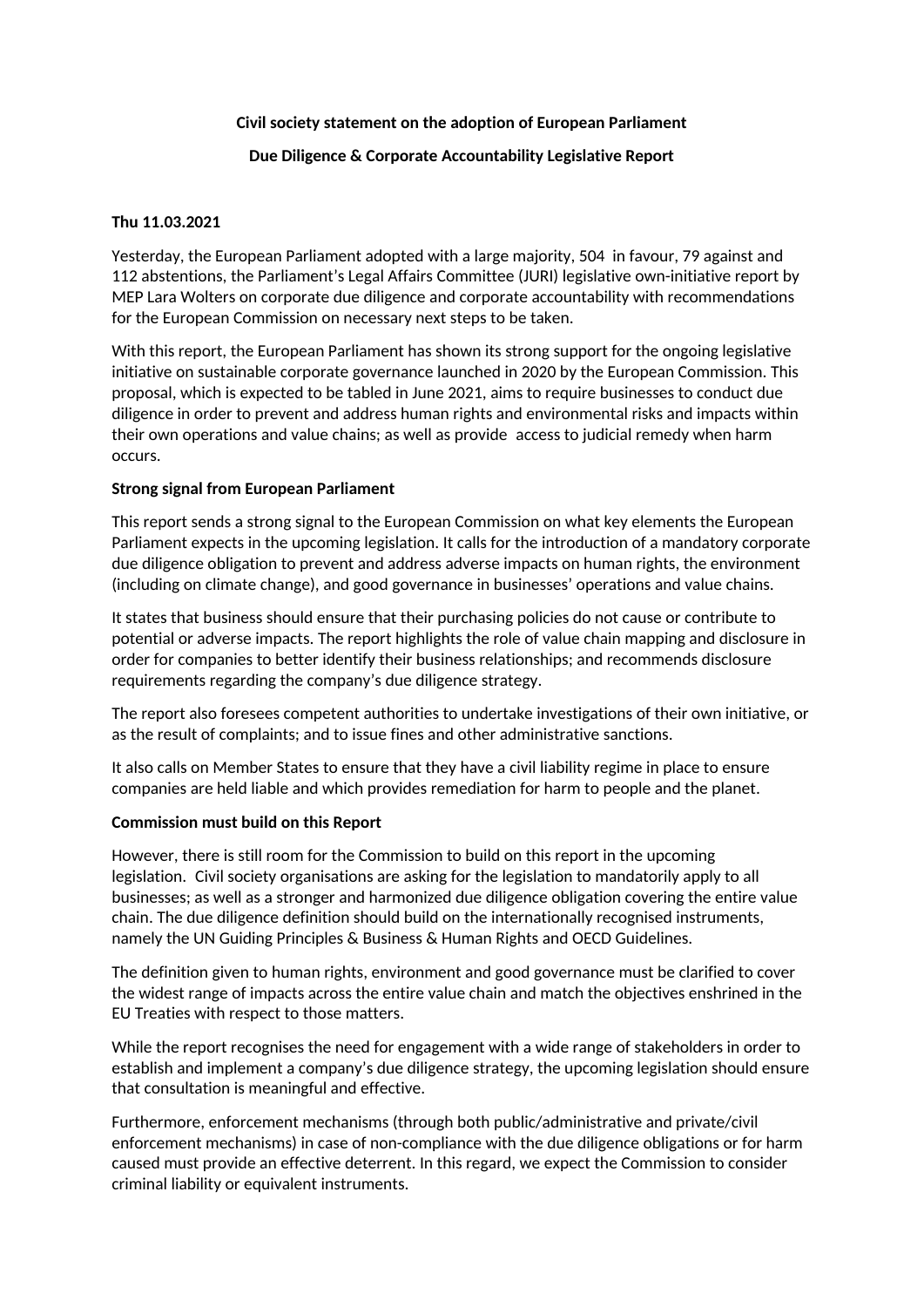**Civil society statement on the adoption of European Parliament**

**Due Diligence & Corporate Accountability Legislative Report**

**Thu 11.03.2021**

Yesterday, the European Parliament adopted with a large majority, 504 in favour, 79 against and 112 abstentions, the Parliament's Legal Affairs Committee (JURI) legislative own-initiative report by MEP Lara Wolters on corporate due diligence and corporate accountability with recommendations for the European Commission on necessary next steps to be taken.

With this report, the European Parliament has shown its strong support for the ongoing legislative initiative on sustainable corporate governance launched in 2020 by the European Commission. This proposal, which is expected to be tabled in June 2021, aims to require businesses to conduct due diligence in order to prevent and address human rights and environmental risks and impacts within their own operations and value chains; as well as provide access to judicial remedy when harm occurs.

**Strong signal from European Parliament**

This report sends a strong signal to the European Commission on what key elements the European Parliament expects in the upcoming legislation. It calls for the introduction of a mandatory corporate due diligence obligation to prevent and address adverse impacts on human rights, the environment (including on climate change), and good governance in businesses' operations and value chains.

It states that business should ensure that their purchasing policies do not cause or contribute to potential or adverse impacts. The report highlights the role of value chain mapping and disclosure in order for companies to better identify their business relationships; and recommends disclosure requirements regarding the company's due diligence strategy.

The report also foresees competent authorities to undertake investigations of their own initiative, or as the result of complaints; and to issue fines and other administrative sanctions.

It also calls on Member States to ensure that they have a civil liability regime in place to ensure companies are held liable and which provides remediation for harm to people and the planet.

**Commission must build on this Report**

However, there is still room for the Commission to build on this report in the upcoming legislation. Civil society organisations are asking for the legislation to mandatorily apply to all businesses; as well as a stronger and harmonized due diligence obligation covering the entire value chain. The due diligence definition should build on the internationally recognised instruments, namely the UN Guiding Principles & Business & Human Rights and OECD Guidelines.

The definition given to human rights, environment and good governance must be clarified to cover the widest range of impacts across the entire value chain and match the objectives enshrined in the EU Treaties with respect to those matters.

While the report recognises the need for engagement with a wide range of stakeholders in order to establish and implement a company's due diligence strategy, the upcoming legislation should ensure that consultation is meaningful and effective.

Furthermore, enforcement mechanisms (through both public/administrative and private/civil enforcement mechanisms) in case of non-compliance with the due diligence obligations or for harm caused must provide an effective deterrent. In this regard, we expect the Commission to consider criminal liability or equivalent instruments.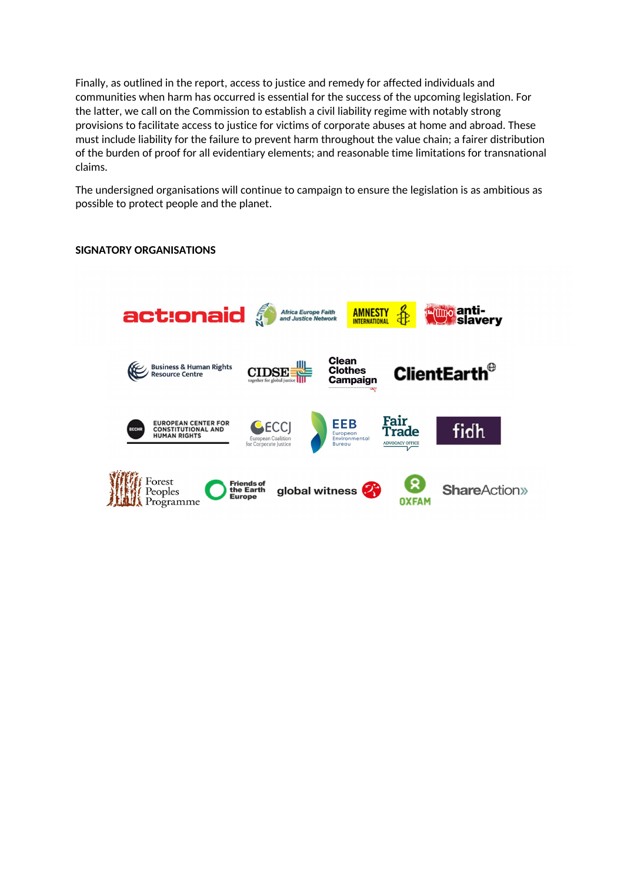Finally, as outlined in the report, access to justice and remedy for affected individuals and communities when harm has occurred is essential for the success of the upcoming legislation. For the latter, we call on the Commission to establish a civil liability regime with notably strong provisions to facilitate access to justice for victims of corporate abuses at home and abroad. These must include liability for the failure to prevent harm throughout the value chain; a fairer distribution of the burden of proof for all evidentiary elements; and reasonable time limitations for transnational claims.

The undersigned organisations will continue to campaign to ensure the legislation is as ambitious as possible to protect people and the planet.

**SIGNATORY ORGANISATIONS**

actionaid
Africa Europe Faith and Justice Network
Amnesty International
anti-slavery
Business & Human Rights Resource Centre
CIDSE
Clean Clothes Campaign
ClientEarth
European Center for Constitutional and Human Rights
ECCJ European Coalition for Corporate Justice
EEB European Environmental Bureau
Fair Trade Advocacy Office
fidh
Forest Peoples Programme
Friends of the Earth Europe
global witness
Oxfam
ShareAction